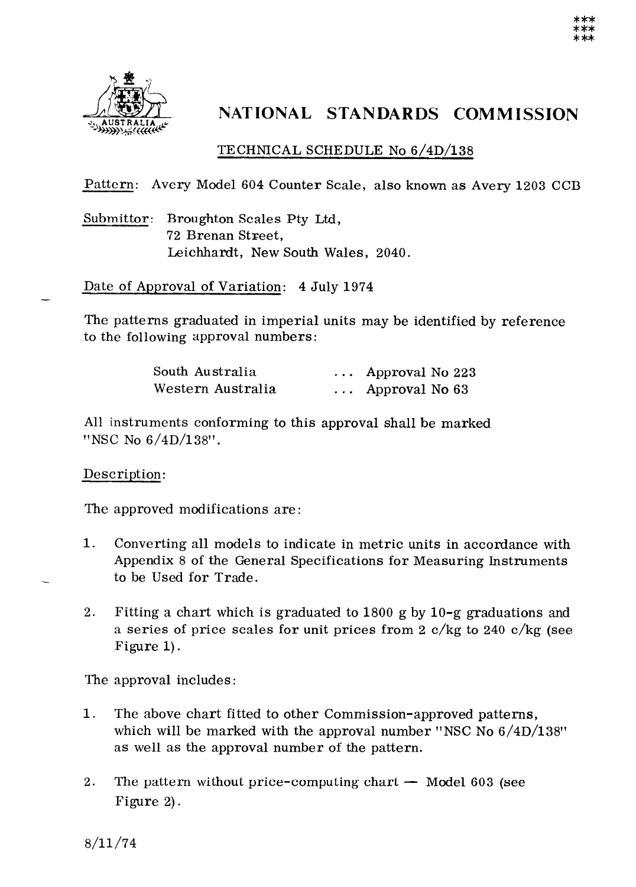# NATIONAL STANDARDS COMMISSION

## TECHNICAL SCHEDULE No 6/4D/138

Pattern: Avery Model 604 Counter Scale, also known as Avery 1203 CCB

Submittor: Broughton Scales Pty Ltd,
72 Brenan Street,
Leichhardt, New South Wales, 2040.

Date of Approval of Variation: 4 July 1974

The patterns graduated in imperial units may be identified by reference to the following approval numbers:

| | |
|---|---|
| South Australia | ... Approval No 223 |
| Western Australia | ... Approval No 63 |

All instruments conforming to this approval shall be marked "NSC No 6/4D/138".

Description:

The approved modifications are:

1. Converting all models to indicate in metric units in accordance with Appendix 8 of the General Specifications for Measuring Instruments to be Used for Trade.

2. Fitting a chart which is graduated to 1800 g by 10-g graduations and a series of price scales for unit prices from 2 c/kg to 240 c/kg (see Figure 1).

The approval includes:

1. The above chart fitted to other Commission-approved patterns, which will be marked with the approval number "NSC No 6/4D/138" as well as the approval number of the pattern.

2. The pattern without price-computing chart — Model 603 (see Figure 2).

8/11/74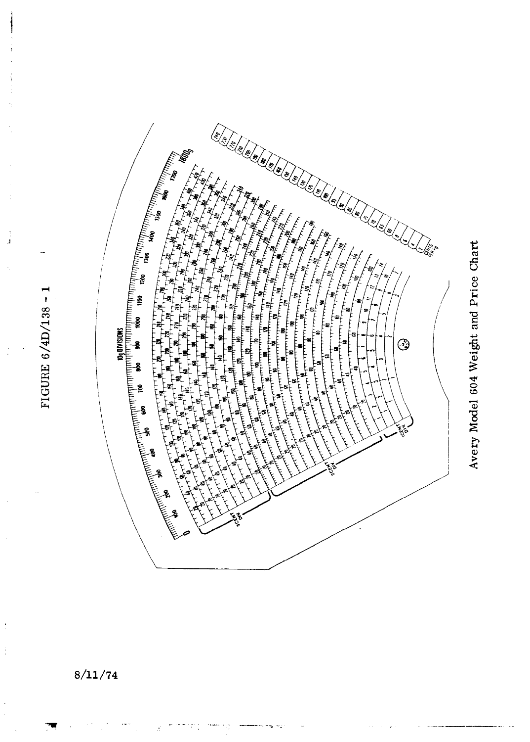# FIGURE 6/4D/138 - 1

Avery Model 604 Weight and Price Chart

8/11/74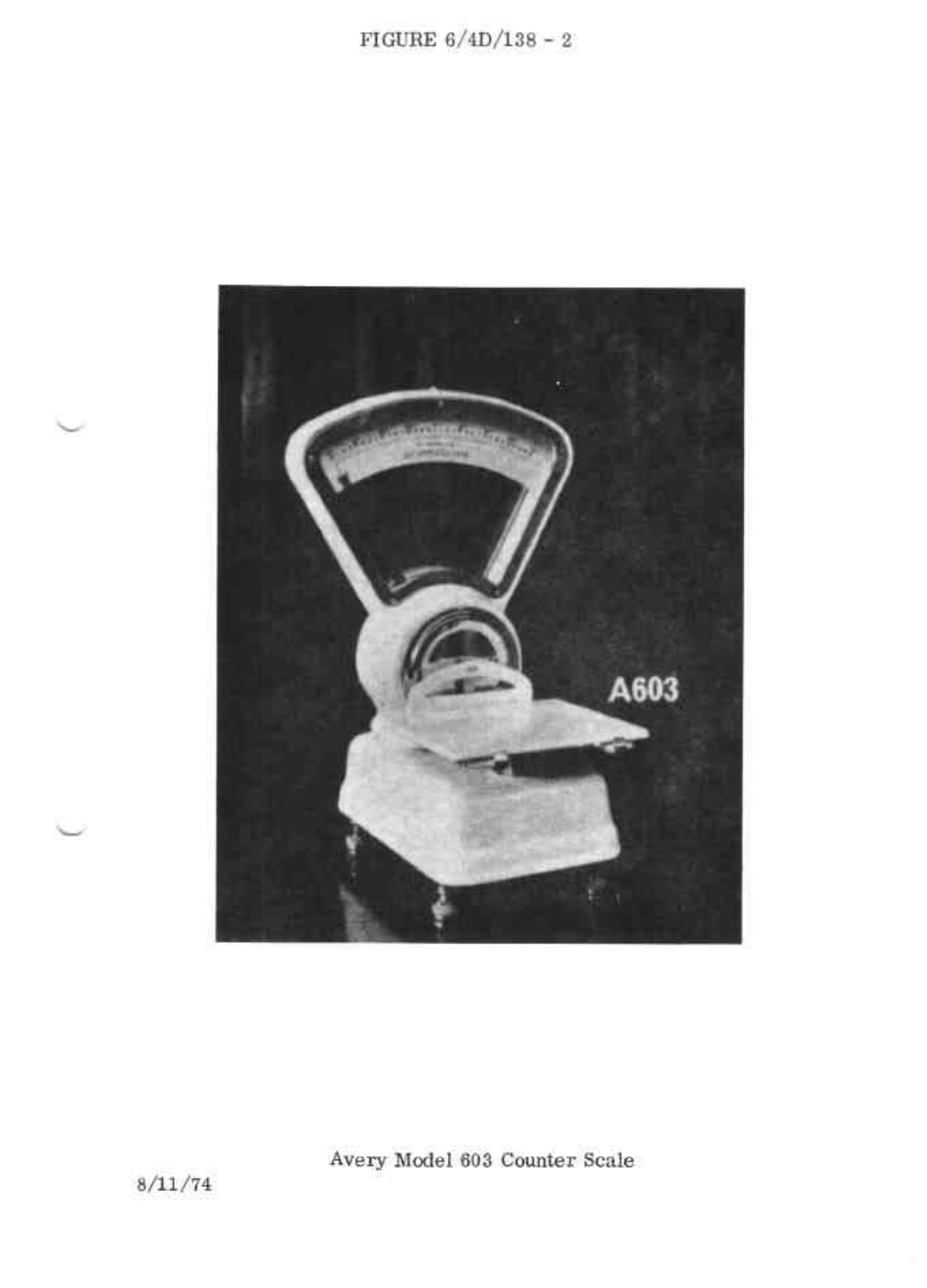FIGURE 6/4D/138 - 2

Avery Model 603 Counter Scale

8/11/74